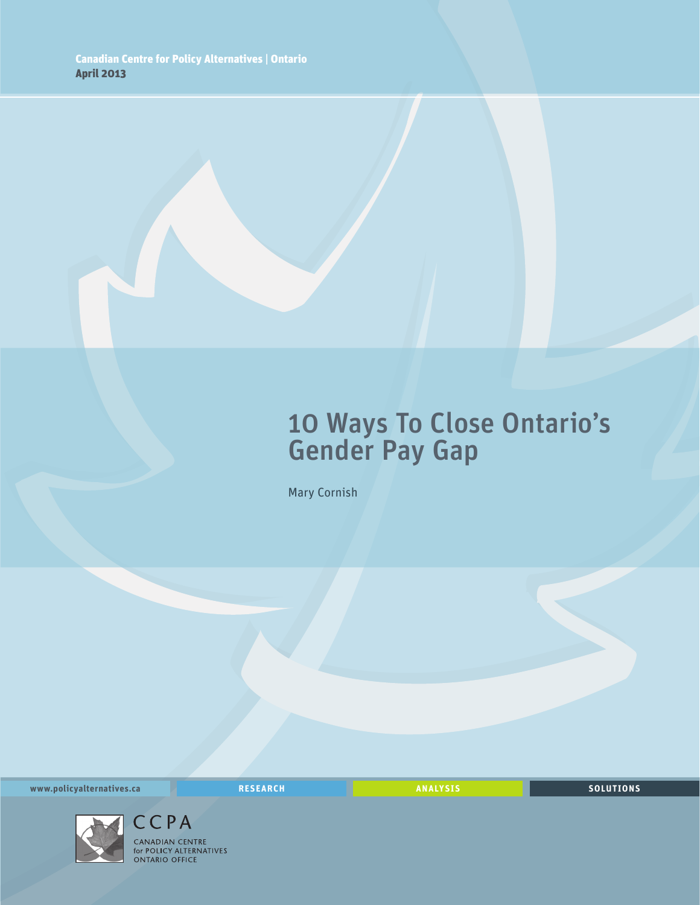Canadian Centre for Policy Alternatives | Ontario
**April 2013**

# 10 Ways To Close Ontario's Gender Pay Gap

Mary Cornish

www.policyalternatives.ca RESEARCH ANALYSIS SOLUTIONS

CCPA
CANADIAN CENTRE for POLICY ALTERNATIVES ONTARIO OFFICE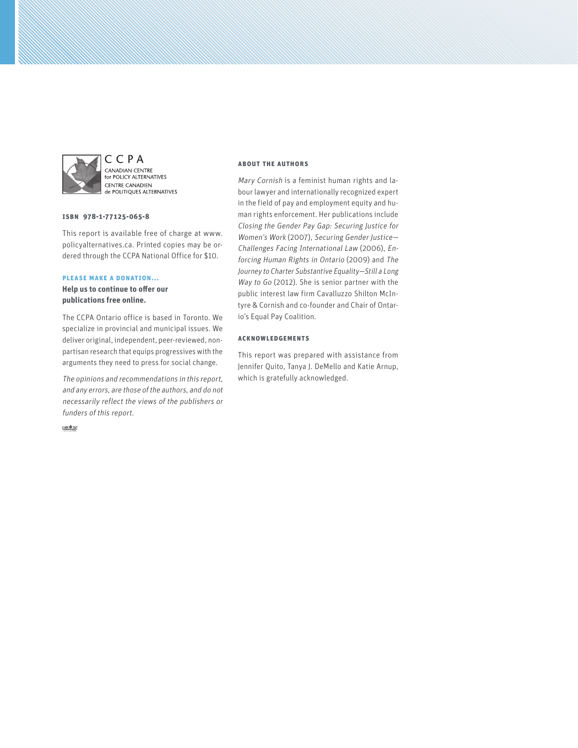CCPA
CANADIAN CENTRE
for POLICY ALTERNATIVES
CENTRE CANADIEN
de POLITIQUES ALTERNATIVES

**ISBN 978-1-77125-065-8**

This report is available free of charge at www.policyalternatives.ca. Printed copies may be ordered through the CCPA National Office for $10.

**PLEASE MAKE A DONATION...**

**Help us to continue to offer our publications free online.**

The CCPA Ontario office is based in Toronto. We specialize in provincial and municipal issues. We deliver original, independent, peer-reviewed, non-partisan research that equips progressives with the arguments they need to press for social change.

*The opinions and recommendations in this report, and any errors, are those of the authors, and do not necessarily reflect the views of the publishers or funders of this report.*

CAW 567 OTTAWA

**ABOUT THE AUTHORS**

*Mary Cornish* is a feminist human rights and labour lawyer and internationally recognized expert in the field of pay and employment equity and human rights enforcement. Her publications include *Closing the Gender Pay Gap: Securing Justice for Women's Work* (2007), *Securing Gender Justice—Challenges Facing International Law* (2006), *Enforcing Human Rights in Ontario* (2009) and *The Journey to Charter Substantive Equality—Still a Long Way to Go* (2012). She is senior partner with the public interest law firm Cavalluzzo Shilton McIntyre & Cornish and co-founder and Chair of Ontario's Equal Pay Coalition.

**ACKNOWLEDGEMENTS**

This report was prepared with assistance from Jennifer Quito, Tanya J. DeMello and Katie Arnup, which is gratefully acknowledged.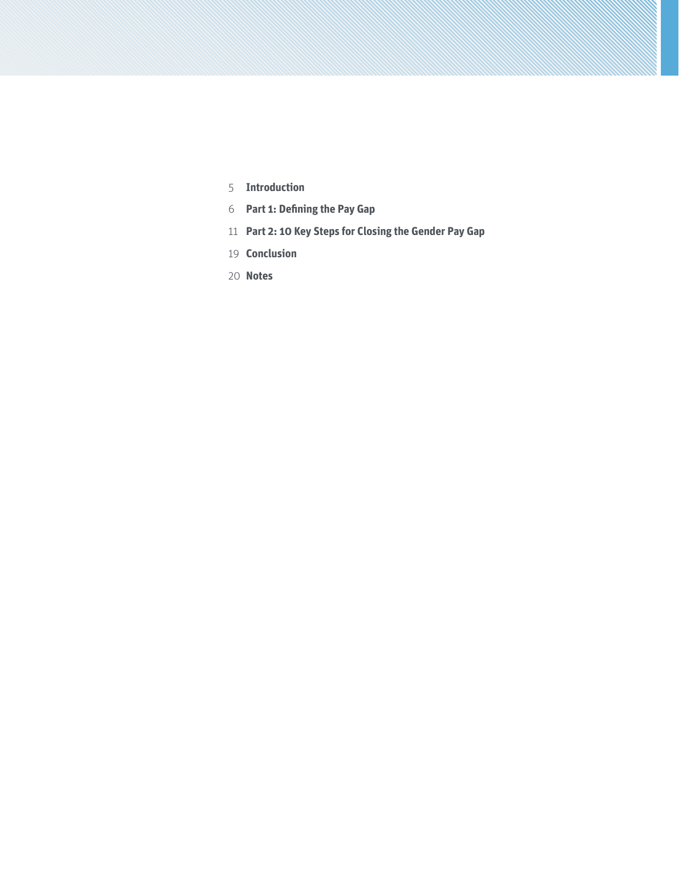5 **Introduction**

6 **Part 1: Defining the Pay Gap**

11 **Part 2: 10 Key Steps for Closing the Gender Pay Gap**

19 **Conclusion**

20 **Notes**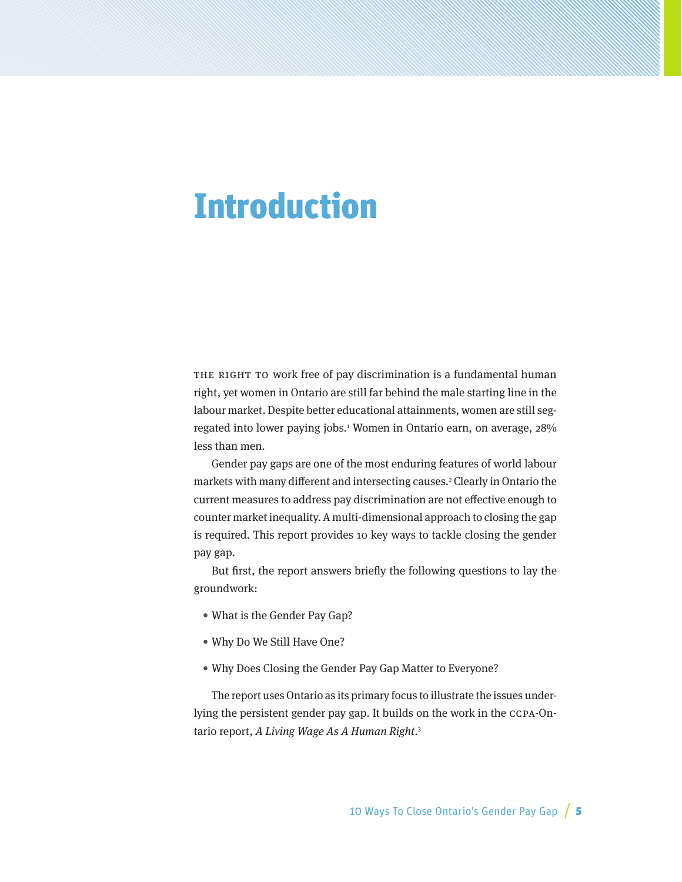# Introduction

THE RIGHT TO work free of pay discrimination is a fundamental human right, yet women in Ontario are still far behind the male starting line in the labour market. Despite better educational attainments, women are still segregated into lower paying jobs.[1] Women in Ontario earn, on average, 28% less than men.

Gender pay gaps are one of the most enduring features of world labour markets with many different and intersecting causes.[2] Clearly in Ontario the current measures to address pay discrimination are not effective enough to counter market inequality. A multi-dimensional approach to closing the gap is required. This report provides 10 key ways to tackle closing the gender pay gap.

But first, the report answers briefly the following questions to lay the groundwork:

- What is the Gender Pay Gap?
- Why Do We Still Have One?
- Why Does Closing the Gender Pay Gap Matter to Everyone?

The report uses Ontario as its primary focus to illustrate the issues underlying the persistent gender pay gap. It builds on the work in the CCPA-Ontario report, *A Living Wage As A Human Right*.[3]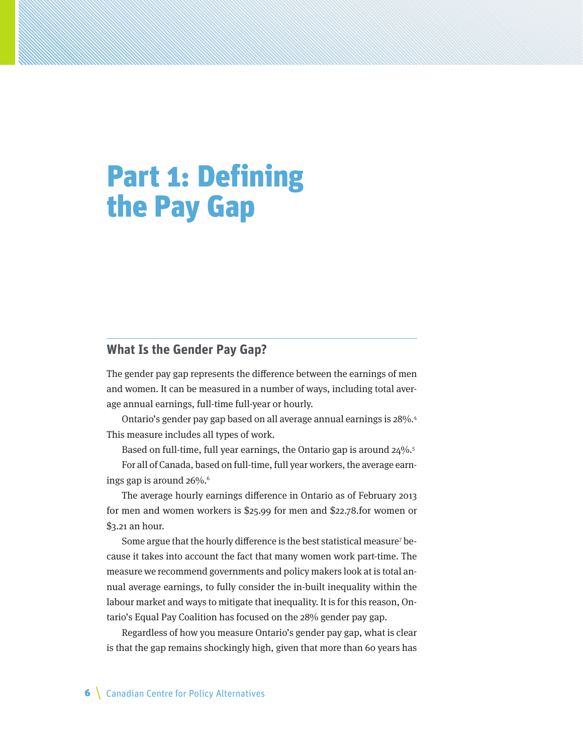# Part 1: Defining the Pay Gap

## What Is the Gender Pay Gap?

The gender pay gap represents the difference between the earnings of men and women. It can be measured in a number of ways, including total average annual earnings, full-time full-year or hourly.

Ontario's gender pay gap based on all average annual earnings is 28%.[4] This measure includes all types of work.

Based on full-time, full year earnings, the Ontario gap is around 24%.[5]

For all of Canada, based on full-time, full year workers, the average earnings gap is around 26%.[6]

The average hourly earnings difference in Ontario as of February 2013 for men and women workers is $25.99 for men and $22.78.for women or $3.21 an hour.

Some argue that the hourly difference is the best statistical measure[7] because it takes into account the fact that many women work part-time. The measure we recommend governments and policy makers look at is total annual average earnings, to fully consider the in-built inequality within the labour market and ways to mitigate that inequality. It is for this reason, Ontario's Equal Pay Coalition has focused on the 28% gender pay gap.

Regardless of how you measure Ontario's gender pay gap, what is clear is that the gap remains shockingly high, given that more than 60 years has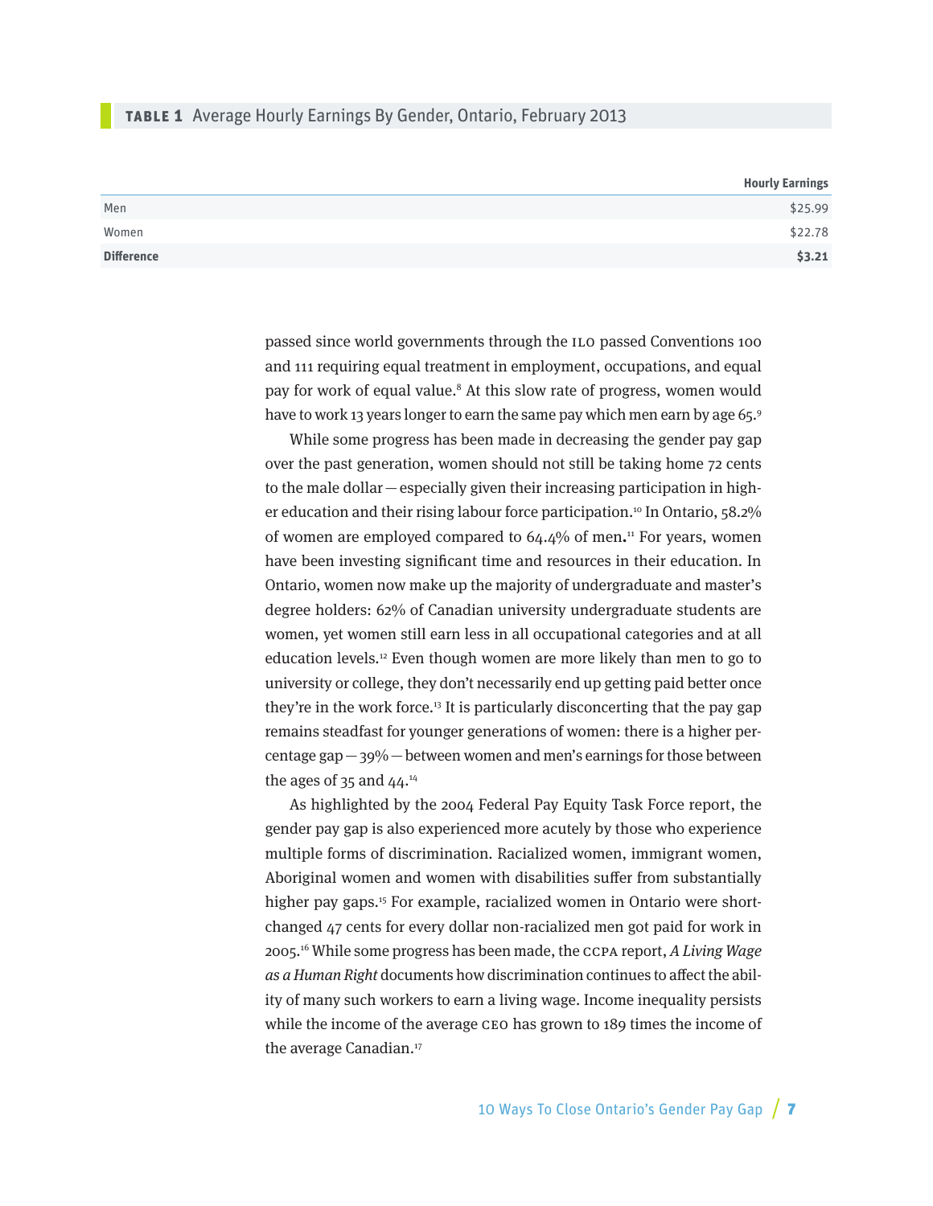**TABLE 1** Average Hourly Earnings By Gender, Ontario, February 2013

| | Hourly Earnings |
|---|---|
| Men | $25.99 |
| Women | $22.78 |
| **Difference** | **$3.21** |

passed since world governments through the ILO passed Conventions 100 and 111 requiring equal treatment in employment, occupations, and equal pay for work of equal value.[8] At this slow rate of progress, women would have to work 13 years longer to earn the same pay which men earn by age 65.[9]

While some progress has been made in decreasing the gender pay gap over the past generation, women should not still be taking home 72 cents to the male dollar — especially given their increasing participation in higher education and their rising labour force participation.[10] In Ontario, 58.2% of women are employed compared to 64.4% of men.[11] For years, women have been investing significant time and resources in their education. In Ontario, women now make up the majority of undergraduate and master's degree holders: 62% of Canadian university undergraduate students are women, yet women still earn less in all occupational categories and at all education levels.[12] Even though women are more likely than men to go to university or college, they don't necessarily end up getting paid better once they're in the work force.[13] It is particularly disconcerting that the pay gap remains steadfast for younger generations of women: there is a higher percentage gap — 39% — between women and men's earnings for those between the ages of 35 and 44.[14]

As highlighted by the 2004 Federal Pay Equity Task Force report, the gender pay gap is also experienced more acutely by those who experience multiple forms of discrimination. Racialized women, immigrant women, Aboriginal women and women with disabilities suffer from substantially higher pay gaps.[15] For example, racialized women in Ontario were shortchanged 47 cents for every dollar non-racialized men got paid for work in 2005.[16] While some progress has been made, the CCPA report, *A Living Wage as a Human Right* documents how discrimination continues to affect the ability of many such workers to earn a living wage. Income inequality persists while the income of the average CEO has grown to 189 times the income of the average Canadian.[17]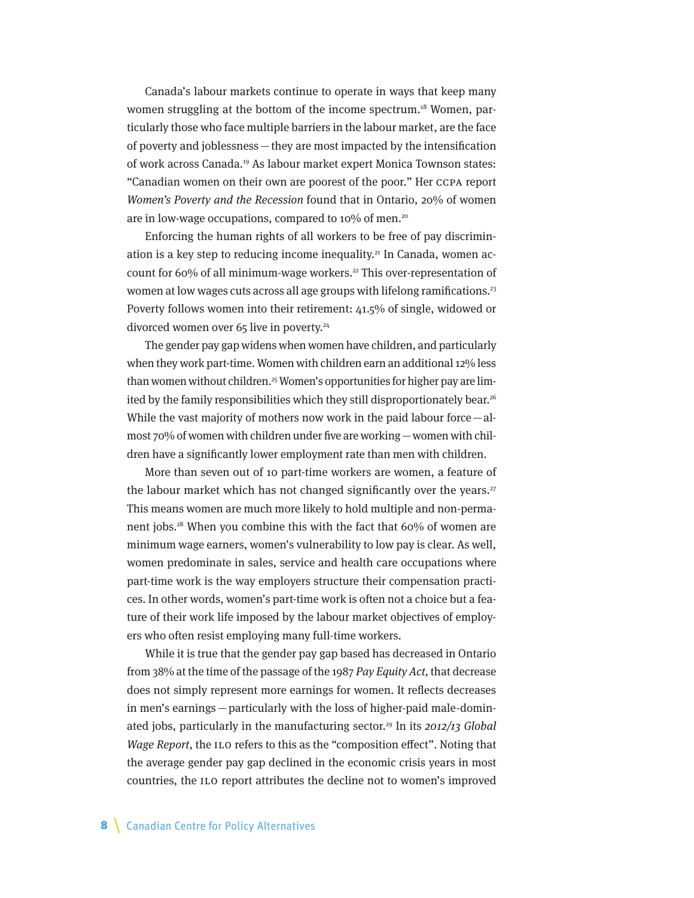Canada's labour markets continue to operate in ways that keep many women struggling at the bottom of the income spectrum.[18] Women, particularly those who face multiple barriers in the labour market, are the face of poverty and joblessness—they are most impacted by the intensification of work across Canada.[19] As labour market expert Monica Townson states: "Canadian women on their own are poorest of the poor." Her CCPA report *Women's Poverty and the Recession* found that in Ontario, 20% of women are in low-wage occupations, compared to 10% of men.[20]

Enforcing the human rights of all workers to be free of pay discrimination is a key step to reducing income inequality.[21] In Canada, women account for 60% of all minimum-wage workers.[22] This over-representation of women at low wages cuts across all age groups with lifelong ramifications.[23] Poverty follows women into their retirement: 41.5% of single, widowed or divorced women over 65 live in poverty.[24]

The gender pay gap widens when women have children, and particularly when they work part-time. Women with children earn an additional 12% less than women without children.[25] Women's opportunities for higher pay are limited by the family responsibilities which they still disproportionately bear.[26] While the vast majority of mothers now work in the paid labour force—almost 70% of women with children under five are working—women with children have a significantly lower employment rate than men with children.

More than seven out of 10 part-time workers are women, a feature of the labour market which has not changed significantly over the years.[27] This means women are much more likely to hold multiple and non-permanent jobs.[28] When you combine this with the fact that 60% of women are minimum wage earners, women's vulnerability to low pay is clear. As well, women predominate in sales, service and health care occupations where part-time work is the way employers structure their compensation practices. In other words, women's part-time work is often not a choice but a feature of their work life imposed by the labour market objectives of employers who often resist employing many full-time workers.

While it is true that the gender pay gap based has decreased in Ontario from 38% at the time of the passage of the 1987 *Pay Equity Act,* that decrease does not simply represent more earnings for women. It reflects decreases in men's earnings—particularly with the loss of higher-paid male-dominated jobs, particularly in the manufacturing sector.[29] In its *2012/13 Global Wage Report*, the ILO refers to this as the "composition effect". Noting that the average gender pay gap declined in the economic crisis years in most countries, the ILO report attributes the decline not to women's improved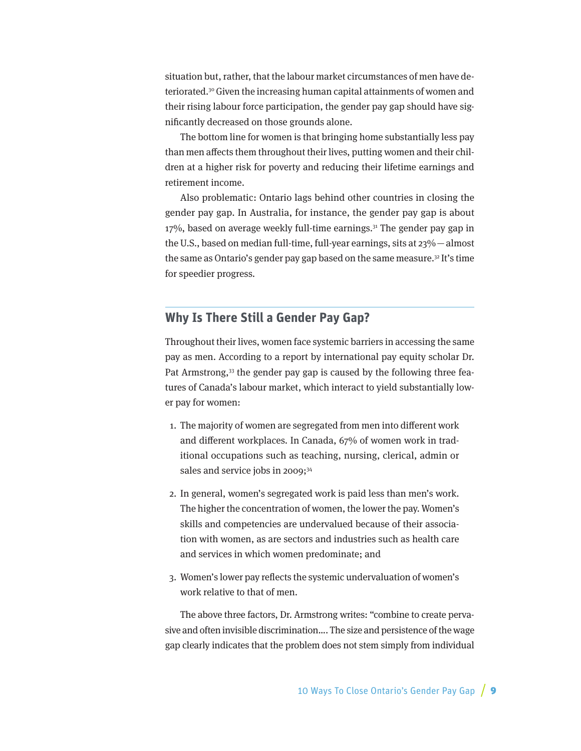situation but, rather, that the labour market circumstances of men have deteriorated.[30] Given the increasing human capital attainments of women and their rising labour force participation, the gender pay gap should have significantly decreased on those grounds alone.

The bottom line for women is that bringing home substantially less pay than men affects them throughout their lives, putting women and their children at a higher risk for poverty and reducing their lifetime earnings and retirement income.

Also problematic: Ontario lags behind other countries in closing the gender pay gap. In Australia, for instance, the gender pay gap is about 17%, based on average weekly full-time earnings.[31] The gender pay gap in the U.S., based on median full-time, full-year earnings, sits at 23% — almost the same as Ontario's gender pay gap based on the same measure.[32] It's time for speedier progress.

## Why Is There Still a Gender Pay Gap?

Throughout their lives, women face systemic barriers in accessing the same pay as men. According to a report by international pay equity scholar Dr. Pat Armstrong,[33] the gender pay gap is caused by the following three features of Canada's labour market, which interact to yield substantially lower pay for women:

1. The majority of women are segregated from men into different work and different workplaces. In Canada, 67% of women work in traditional occupations such as teaching, nursing, clerical, admin or sales and service jobs in 2009;[34]
2. In general, women's segregated work is paid less than men's work. The higher the concentration of women, the lower the pay. Women's skills and competencies are undervalued because of their association with women, as are sectors and industries such as health care and services in which women predominate; and
3. Women's lower pay reflects the systemic undervaluation of women's work relative to that of men.

The above three factors, Dr. Armstrong writes: "combine to create pervasive and often invisible discrimination.… The size and persistence of the wage gap clearly indicates that the problem does not stem simply from individual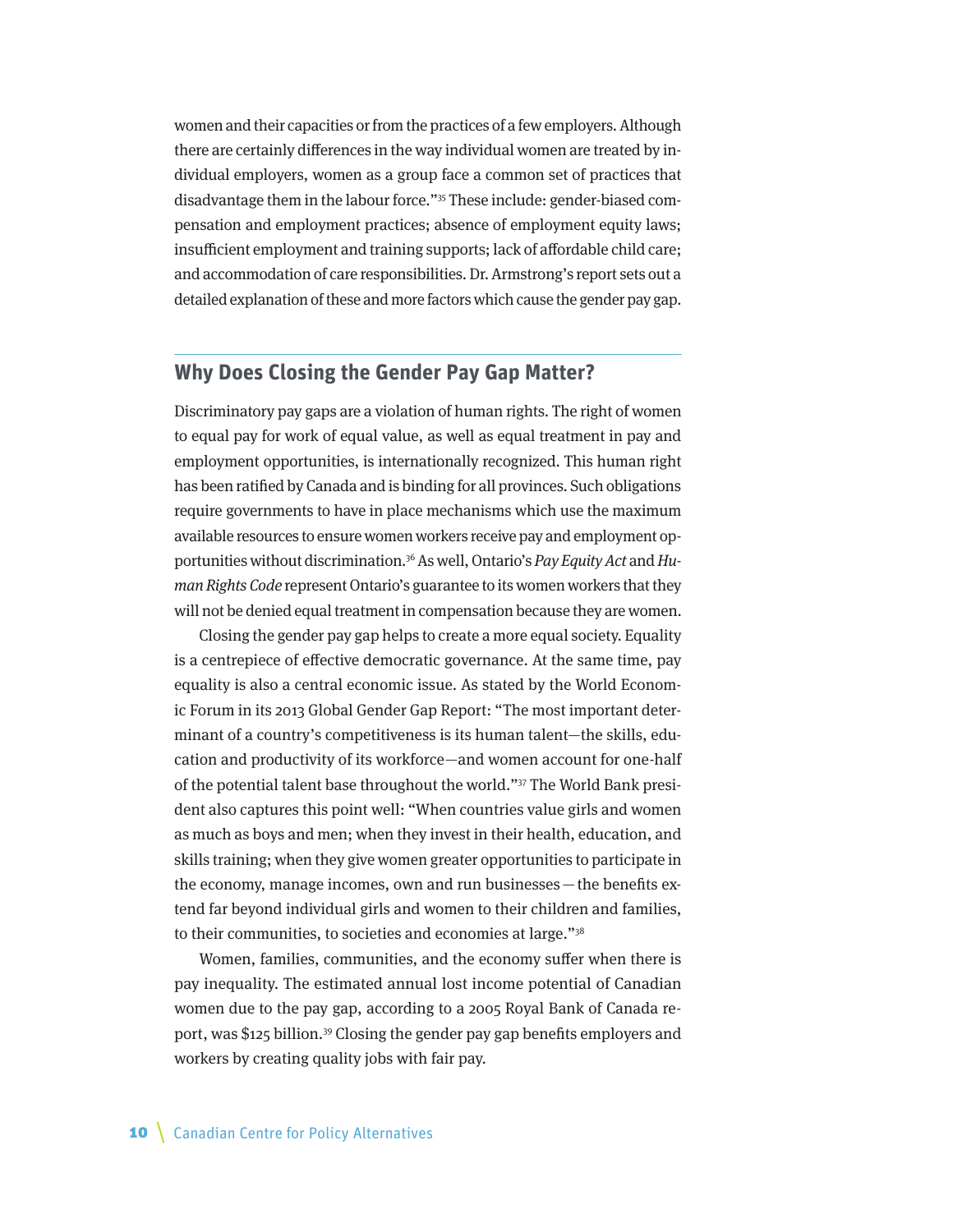women and their capacities or from the practices of a few employers. Although there are certainly differences in the way individual women are treated by individual employers, women as a group face a common set of practices that disadvantage them in the labour force."[35] These include: gender-biased compensation and employment practices; absence of employment equity laws; insufficient employment and training supports; lack of affordable child care; and accommodation of care responsibilities. Dr. Armstrong's report sets out a detailed explanation of these and more factors which cause the gender pay gap.

## Why Does Closing the Gender Pay Gap Matter?

Discriminatory pay gaps are a violation of human rights. The right of women to equal pay for work of equal value, as well as equal treatment in pay and employment opportunities, is internationally recognized. This human right has been ratified by Canada and is binding for all provinces. Such obligations require governments to have in place mechanisms which use the maximum available resources to ensure women workers receive pay and employment opportunities without discrimination.[36] As well, Ontario's *Pay Equity Act* and *Human Rights Code* represent Ontario's guarantee to its women workers that they will not be denied equal treatment in compensation because they are women.

Closing the gender pay gap helps to create a more equal society. Equality is a centrepiece of effective democratic governance. At the same time, pay equality is also a central economic issue. As stated by the World Economic Forum in its 2013 Global Gender Gap Report: "The most important determinant of a country's competitiveness is its human talent—the skills, education and productivity of its workforce—and women account for one-half of the potential talent base throughout the world."[37] The World Bank president also captures this point well: "When countries value girls and women as much as boys and men; when they invest in their health, education, and skills training; when they give women greater opportunities to participate in the economy, manage incomes, own and run businesses — the benefits extend far beyond individual girls and women to their children and families, to their communities, to societies and economies at large."[38]

Women, families, communities, and the economy suffer when there is pay inequality. The estimated annual lost income potential of Canadian women due to the pay gap, according to a 2005 Royal Bank of Canada report, was $125 billion.[39] Closing the gender pay gap benefits employers and workers by creating quality jobs with fair pay.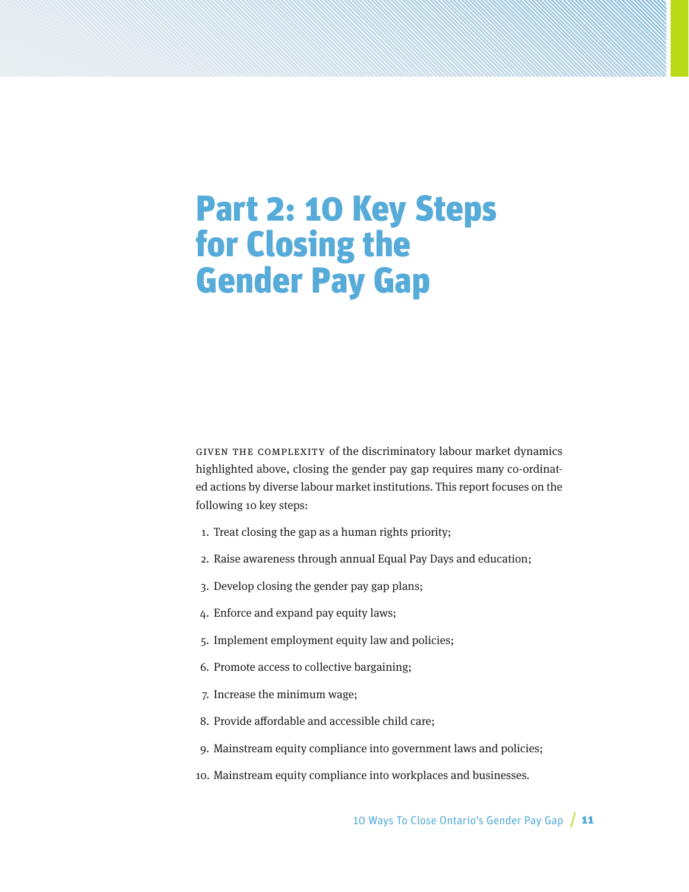# Part 2: 10 Key Steps for Closing the Gender Pay Gap

GIVEN THE COMPLEXITY of the discriminatory labour market dynamics highlighted above, closing the gender pay gap requires many co-ordinated actions by diverse labour market institutions. This report focuses on the following 10 key steps:

1. Treat closing the gap as a human rights priority;
2. Raise awareness through annual Equal Pay Days and education;
3. Develop closing the gender pay gap plans;
4. Enforce and expand pay equity laws;
5. Implement employment equity law and policies;
6. Promote access to collective bargaining;
7. Increase the minimum wage;
8. Provide affordable and accessible child care;
9. Mainstream equity compliance into government laws and policies;
10. Mainstream equity compliance into workplaces and businesses.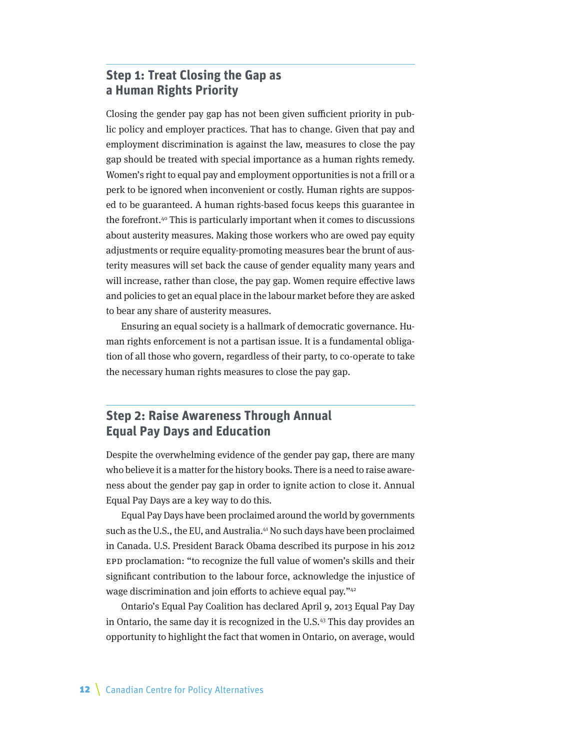## Step 1: Treat Closing the Gap as a Human Rights Priority

Closing the gender pay gap has not been given sufficient priority in public policy and employer practices. That has to change. Given that pay and employment discrimination is against the law, measures to close the pay gap should be treated with special importance as a human rights remedy. Women's right to equal pay and employment opportunities is not a frill or a perk to be ignored when inconvenient or costly. Human rights are supposed to be guaranteed. A human rights-based focus keeps this guarantee in the forefront.[40] This is particularly important when it comes to discussions about austerity measures. Making those workers who are owed pay equity adjustments or require equality-promoting measures bear the brunt of austerity measures will set back the cause of gender equality many years and will increase, rather than close, the pay gap. Women require effective laws and policies to get an equal place in the labour market before they are asked to bear any share of austerity measures.

Ensuring an equal society is a hallmark of democratic governance. Human rights enforcement is not a partisan issue. It is a fundamental obligation of all those who govern, regardless of their party, to co-operate to take the necessary human rights measures to close the pay gap.

## Step 2: Raise Awareness Through Annual Equal Pay Days and Education

Despite the overwhelming evidence of the gender pay gap, there are many who believe it is a matter for the history books. There is a need to raise awareness about the gender pay gap in order to ignite action to close it. Annual Equal Pay Days are a key way to do this.

Equal Pay Days have been proclaimed around the world by governments such as the U.S., the EU, and Australia.[41] No such days have been proclaimed in Canada. U.S. President Barack Obama described its purpose in his 2012 EPD proclamation: "to recognize the full value of women's skills and their significant contribution to the labour force, acknowledge the injustice of wage discrimination and join efforts to achieve equal pay."[42]

Ontario's Equal Pay Coalition has declared April 9, 2013 Equal Pay Day in Ontario, the same day it is recognized in the U.S.[43] This day provides an opportunity to highlight the fact that women in Ontario, on average, would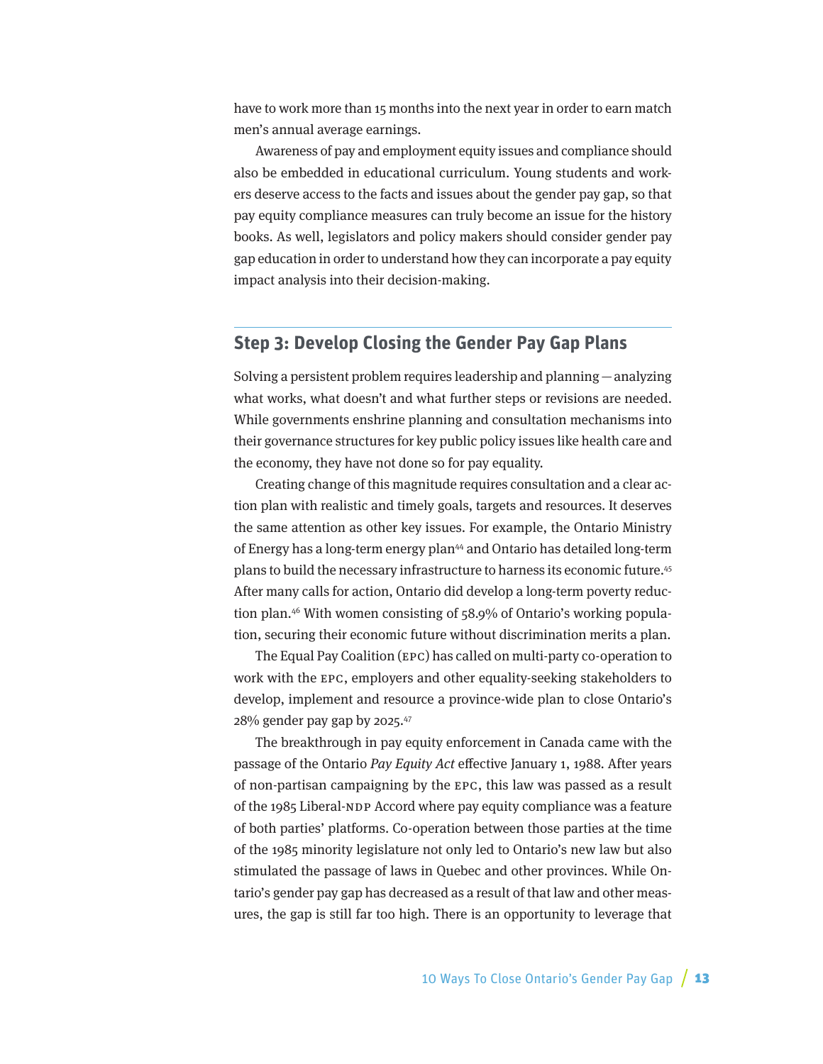have to work more than 15 months into the next year in order to earn match men's annual average earnings.

Awareness of pay and employment equity issues and compliance should also be embedded in educational curriculum. Young students and workers deserve access to the facts and issues about the gender pay gap, so that pay equity compliance measures can truly become an issue for the history books. As well, legislators and policy makers should consider gender pay gap education in order to understand how they can incorporate a pay equity impact analysis into their decision-making.

## Step 3: Develop Closing the Gender Pay Gap Plans

Solving a persistent problem requires leadership and planning — analyzing what works, what doesn't and what further steps or revisions are needed. While governments enshrine planning and consultation mechanisms into their governance structures for key public policy issues like health care and the economy, they have not done so for pay equality.

Creating change of this magnitude requires consultation and a clear action plan with realistic and timely goals, targets and resources. It deserves the same attention as other key issues. For example, the Ontario Ministry of Energy has a long-term energy plan[44] and Ontario has detailed long-term plans to build the necessary infrastructure to harness its economic future.[45] After many calls for action, Ontario did develop a long-term poverty reduction plan.[46] With women consisting of 58.9% of Ontario's working population, securing their economic future without discrimination merits a plan.

The Equal Pay Coalition (EPC) has called on multi-party co-operation to work with the EPC, employers and other equality-seeking stakeholders to develop, implement and resource a province-wide plan to close Ontario's 28% gender pay gap by 2025.[47]

The breakthrough in pay equity enforcement in Canada came with the passage of the Ontario *Pay Equity Act* effective January 1, 1988. After years of non-partisan campaigning by the EPC, this law was passed as a result of the 1985 Liberal-NDP Accord where pay equity compliance was a feature of both parties' platforms. Co-operation between those parties at the time of the 1985 minority legislature not only led to Ontario's new law but also stimulated the passage of laws in Quebec and other provinces. While Ontario's gender pay gap has decreased as a result of that law and other measures, the gap is still far too high. There is an opportunity to leverage that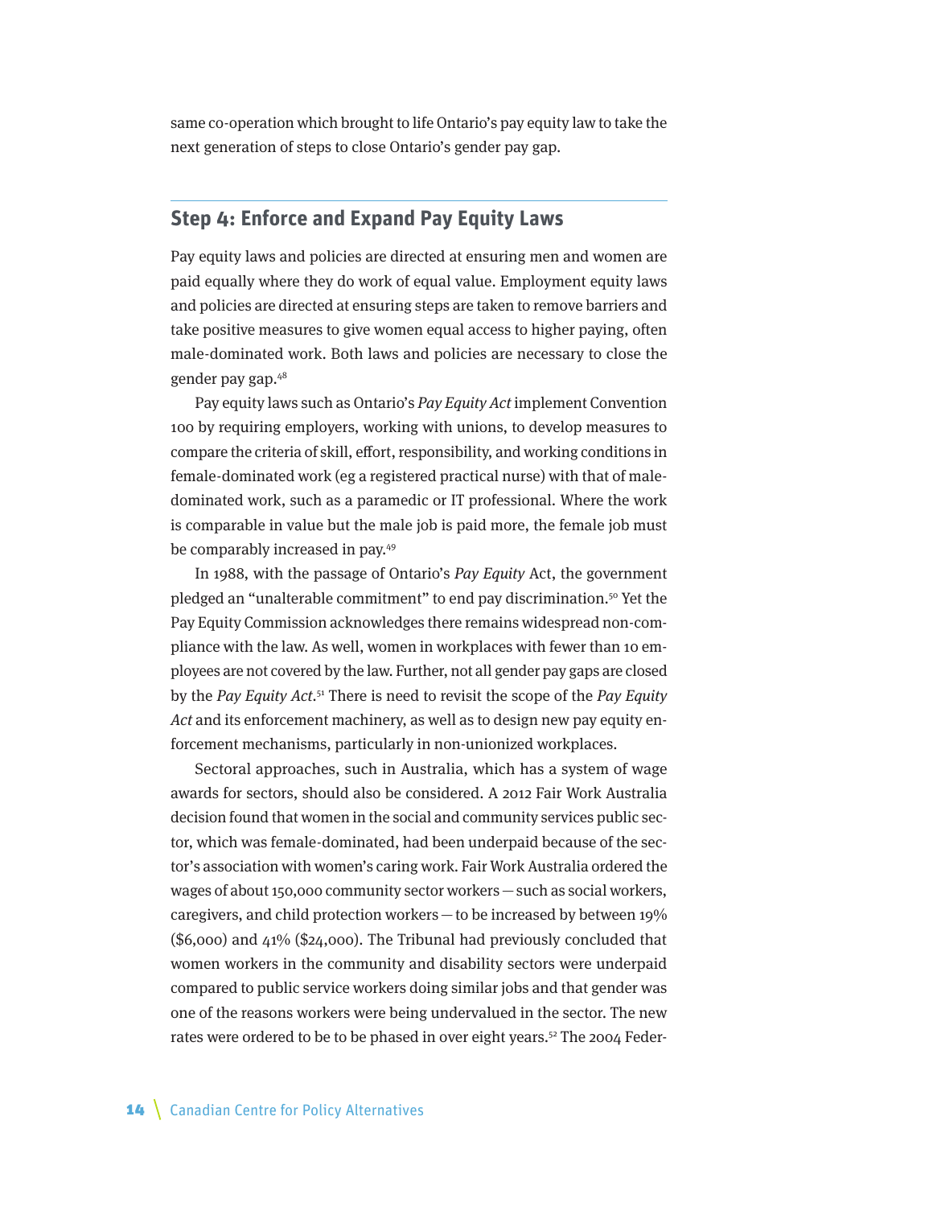same co-operation which brought to life Ontario's pay equity law to take the next generation of steps to close Ontario's gender pay gap.

## Step 4: Enforce and Expand Pay Equity Laws

Pay equity laws and policies are directed at ensuring men and women are paid equally where they do work of equal value. Employment equity laws and policies are directed at ensuring steps are taken to remove barriers and take positive measures to give women equal access to higher paying, often male-dominated work. Both laws and policies are necessary to close the gender pay gap.[48]

Pay equity laws such as Ontario's *Pay Equity Act* implement Convention 100 by requiring employers, working with unions, to develop measures to compare the criteria of skill, effort, responsibility, and working conditions in female-dominated work (eg a registered practical nurse) with that of male-dominated work, such as a paramedic or IT professional. Where the work is comparable in value but the male job is paid more, the female job must be comparably increased in pay.[49]

In 1988, with the passage of Ontario's *Pay Equity* Act, the government pledged an "unalterable commitment" to end pay discrimination.[50] Yet the Pay Equity Commission acknowledges there remains widespread non-compliance with the law. As well, women in workplaces with fewer than 10 employees are not covered by the law. Further, not all gender pay gaps are closed by the *Pay Equity Act*.[51] There is need to revisit the scope of the *Pay Equity Act* and its enforcement machinery, as well as to design new pay equity enforcement mechanisms, particularly in non-unionized workplaces.

Sectoral approaches, such in Australia, which has a system of wage awards for sectors, should also be considered. A 2012 Fair Work Australia decision found that women in the social and community services public sector, which was female-dominated, had been underpaid because of the sector's association with women's caring work. Fair Work Australia ordered the wages of about 150,000 community sector workers — such as social workers, caregivers, and child protection workers — to be increased by between 19% ($6,000) and 41% ($24,000). The Tribunal had previously concluded that women workers in the community and disability sectors were underpaid compared to public service workers doing similar jobs and that gender was one of the reasons workers were being undervalued in the sector. The new rates were ordered to be to be phased in over eight years.[52] The 2004 Feder-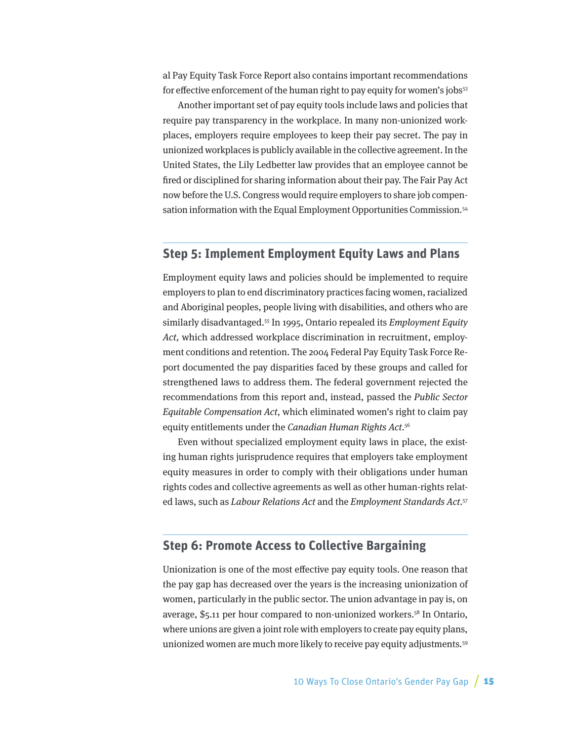al Pay Equity Task Force Report also contains important recommendations for effective enforcement of the human right to pay equity for women's jobs[53]

Another important set of pay equity tools include laws and policies that require pay transparency in the workplace. In many non-unionized workplaces, employers require employees to keep their pay secret. The pay in unionized workplaces is publicly available in the collective agreement. In the United States, the Lily Ledbetter law provides that an employee cannot be fired or disciplined for sharing information about their pay. The Fair Pay Act now before the U.S. Congress would require employers to share job compensation information with the Equal Employment Opportunities Commission.[54]

## Step 5: Implement Employment Equity Laws and Plans

Employment equity laws and policies should be implemented to require employers to plan to end discriminatory practices facing women, racialized and Aboriginal peoples, people living with disabilities, and others who are similarly disadvantaged.[55] In 1995, Ontario repealed its *Employment Equity Act,* which addressed workplace discrimination in recruitment, employment conditions and retention. The 2004 Federal Pay Equity Task Force Report documented the pay disparities faced by these groups and called for strengthened laws to address them. The federal government rejected the recommendations from this report and, instead, passed the *Public Sector Equitable Compensation Act*, which eliminated women's right to claim pay equity entitlements under the *Canadian Human Rights Act*.[56]

Even without specialized employment equity laws in place, the existing human rights jurisprudence requires that employers take employment equity measures in order to comply with their obligations under human rights codes and collective agreements as well as other human-rights related laws, such as *Labour Relations Act* and the *Employment Standards Act*.[57]

## Step 6: Promote Access to Collective Bargaining

Unionization is one of the most effective pay equity tools. One reason that the pay gap has decreased over the years is the increasing unionization of women, particularly in the public sector. The union advantage in pay is, on average, $5.11 per hour compared to non-unionized workers.[58] In Ontario, where unions are given a joint role with employers to create pay equity plans, unionized women are much more likely to receive pay equity adjustments.[59]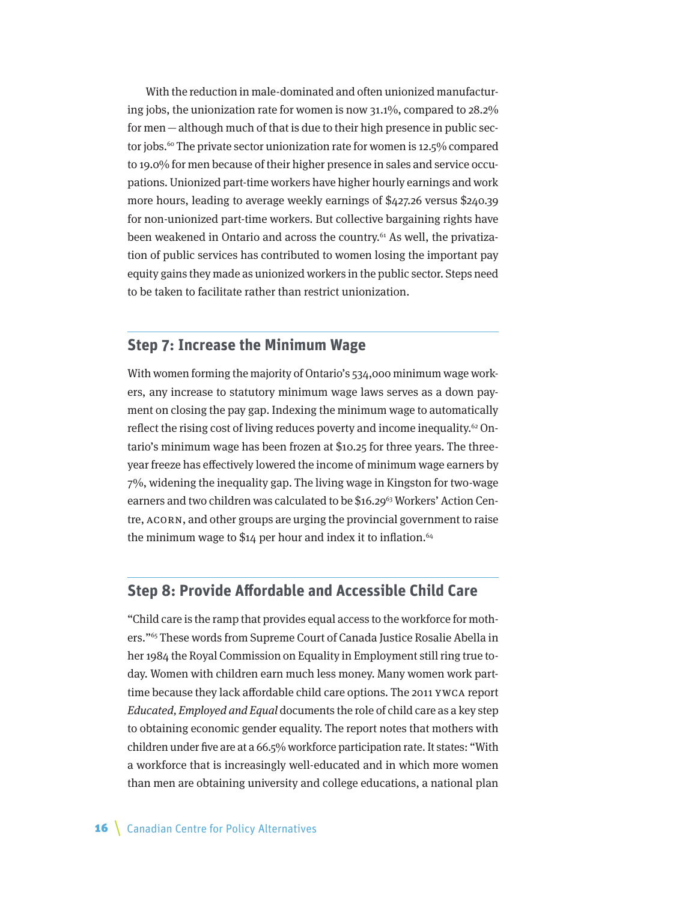With the reduction in male-dominated and often unionized manufacturing jobs, the unionization rate for women is now 31.1%, compared to 28.2% for men — although much of that is due to their high presence in public sector jobs.[60] The private sector unionization rate for women is 12.5% compared to 19.0% for men because of their higher presence in sales and service occupations. Unionized part-time workers have higher hourly earnings and work more hours, leading to average weekly earnings of $427.26 versus $240.39 for non-unionized part-time workers. But collective bargaining rights have been weakened in Ontario and across the country.[61] As well, the privatization of public services has contributed to women losing the important pay equity gains they made as unionized workers in the public sector. Steps need to be taken to facilitate rather than restrict unionization.

## Step 7: Increase the Minimum Wage

With women forming the majority of Ontario's 534,000 minimum wage workers, any increase to statutory minimum wage laws serves as a down payment on closing the pay gap. Indexing the minimum wage to automatically reflect the rising cost of living reduces poverty and income inequality.[62] Ontario's minimum wage has been frozen at $10.25 for three years. The three-year freeze has effectively lowered the income of minimum wage earners by 7%, widening the inequality gap. The living wage in Kingston for two-wage earners and two children was calculated to be $16.29[63] Workers' Action Centre, ACORN, and other groups are urging the provincial government to raise the minimum wage to $14 per hour and index it to inflation.[64]

## Step 8: Provide Affordable and Accessible Child Care

"Child care is the ramp that provides equal access to the workforce for mothers."[65] These words from Supreme Court of Canada Justice Rosalie Abella in her 1984 the Royal Commission on Equality in Employment still ring true today. Women with children earn much less money. Many women work part-time because they lack affordable child care options. The 2011 YWCA report *Educated, Employed and Equal* documents the role of child care as a key step to obtaining economic gender equality. The report notes that mothers with children under five are at a 66.5% workforce participation rate. It states: "With a workforce that is increasingly well-educated and in which more women than men are obtaining university and college educations, a national plan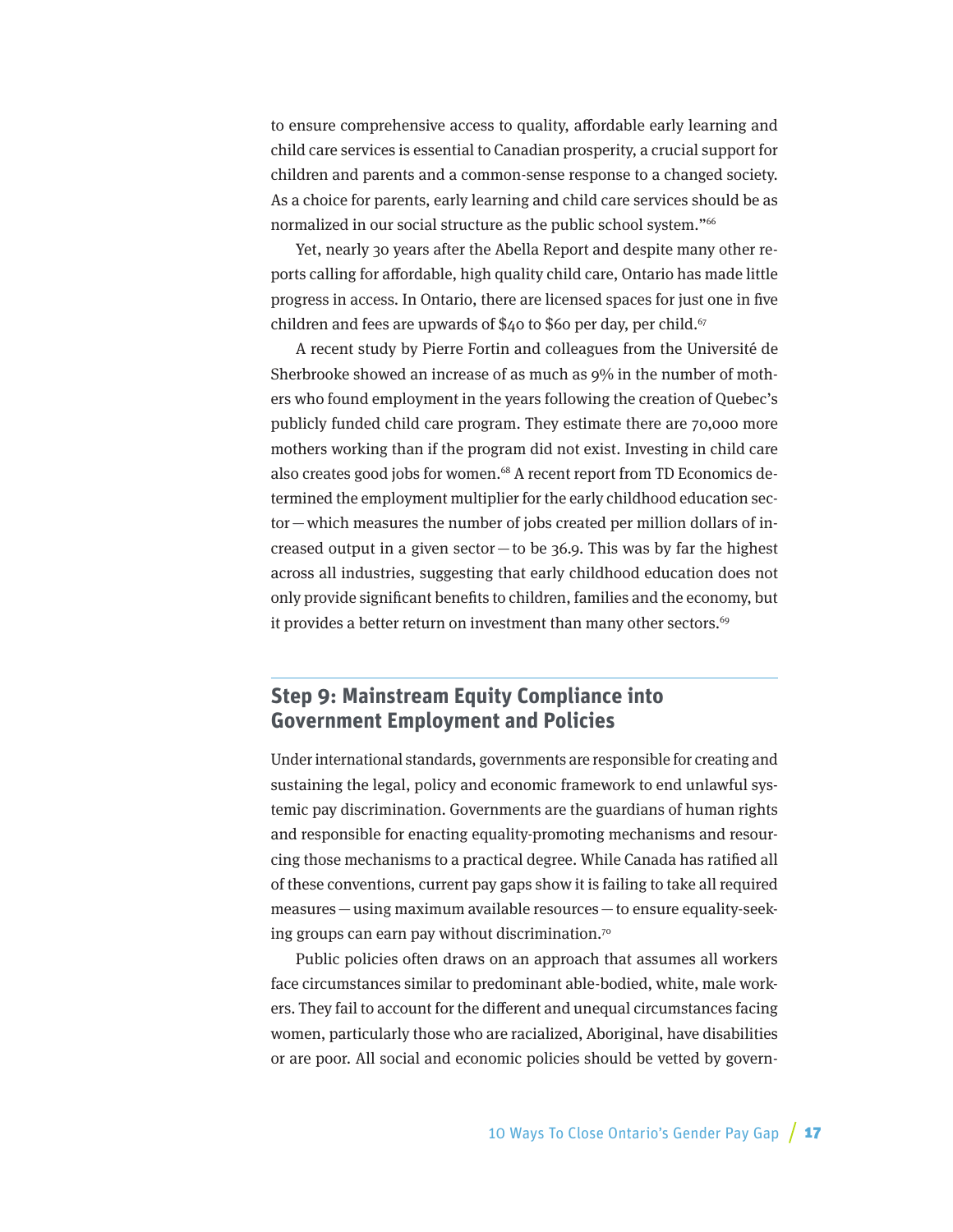to ensure comprehensive access to quality, affordable early learning and child care services is essential to Canadian prosperity, a crucial support for children and parents and a common-sense response to a changed society. As a choice for parents, early learning and child care services should be as normalized in our social structure as the public school system."[66]

Yet, nearly 30 years after the Abella Report and despite many other reports calling for affordable, high quality child care, Ontario has made little progress in access. In Ontario, there are licensed spaces for just one in five children and fees are upwards of $40 to $60 per day, per child.[67]

A recent study by Pierre Fortin and colleagues from the Université de Sherbrooke showed an increase of as much as 9% in the number of mothers who found employment in the years following the creation of Quebec's publicly funded child care program. They estimate there are 70,000 more mothers working than if the program did not exist. Investing in child care also creates good jobs for women.[68] A recent report from TD Economics determined the employment multiplier for the early childhood education sector — which measures the number of jobs created per million dollars of increased output in a given sector — to be 36.9. This was by far the highest across all industries, suggesting that early childhood education does not only provide significant benefits to children, families and the economy, but it provides a better return on investment than many other sectors.[69]

## Step 9: Mainstream Equity Compliance into Government Employment and Policies

Under international standards, governments are responsible for creating and sustaining the legal, policy and economic framework to end unlawful systemic pay discrimination. Governments are the guardians of human rights and responsible for enacting equality-promoting mechanisms and resourcing those mechanisms to a practical degree. While Canada has ratified all of these conventions, current pay gaps show it is failing to take all required measures — using maximum available resources — to ensure equality-seeking groups can earn pay without discrimination.[70]

Public policies often draws on an approach that assumes all workers face circumstances similar to predominant able-bodied, white, male workers. They fail to account for the different and unequal circumstances facing women, particularly those who are racialized, Aboriginal, have disabilities or are poor. All social and economic policies should be vetted by govern-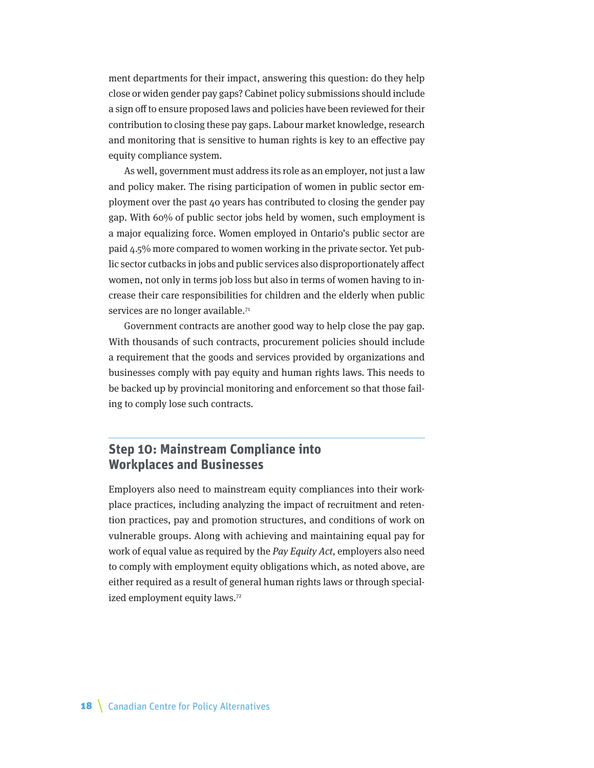ment departments for their impact, answering this question: do they help close or widen gender pay gaps? Cabinet policy submissions should include a sign off to ensure proposed laws and policies have been reviewed for their contribution to closing these pay gaps. Labour market knowledge, research and monitoring that is sensitive to human rights is key to an effective pay equity compliance system.

As well, government must address its role as an employer, not just a law and policy maker. The rising participation of women in public sector employment over the past 40 years has contributed to closing the gender pay gap. With 60% of public sector jobs held by women, such employment is a major equalizing force. Women employed in Ontario's public sector are paid 4.5% more compared to women working in the private sector. Yet public sector cutbacks in jobs and public services also disproportionately affect women, not only in terms job loss but also in terms of women having to increase their care responsibilities for children and the elderly when public services are no longer available.[71]

Government contracts are another good way to help close the pay gap. With thousands of such contracts, procurement policies should include a requirement that the goods and services provided by organizations and businesses comply with pay equity and human rights laws. This needs to be backed up by provincial monitoring and enforcement so that those failing to comply lose such contracts.

## Step 10: Mainstream Compliance into Workplaces and Businesses

Employers also need to mainstream equity compliances into their workplace practices, including analyzing the impact of recruitment and retention practices, pay and promotion structures, and conditions of work on vulnerable groups. Along with achieving and maintaining equal pay for work of equal value as required by the *Pay Equity Act*, employers also need to comply with employment equity obligations which, as noted above, are either required as a result of general human rights laws or through specialized employment equity laws.[72]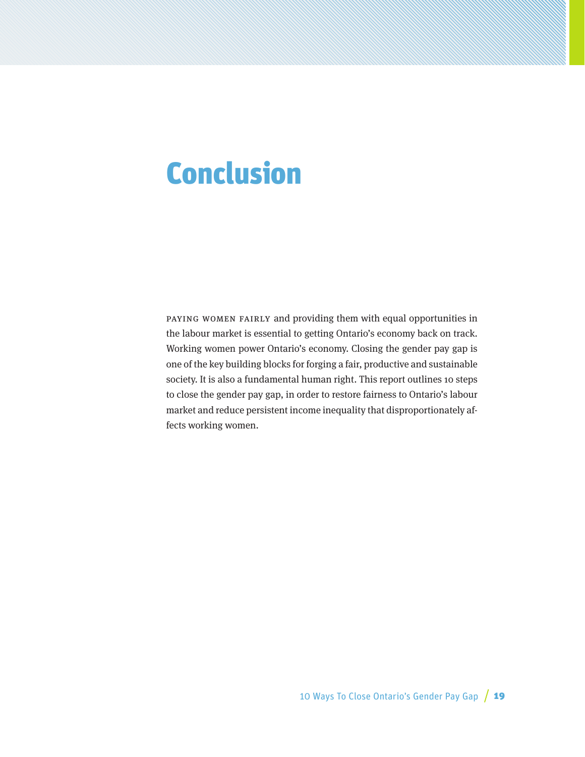# Conclusion

PAYING WOMEN FAIRLY and providing them with equal opportunities in the labour market is essential to getting Ontario's economy back on track. Working women power Ontario's economy. Closing the gender pay gap is one of the key building blocks for forging a fair, productive and sustainable society. It is also a fundamental human right. This report outlines 10 steps to close the gender pay gap, in order to restore fairness to Ontario's labour market and reduce persistent income inequality that disproportionately affects working women.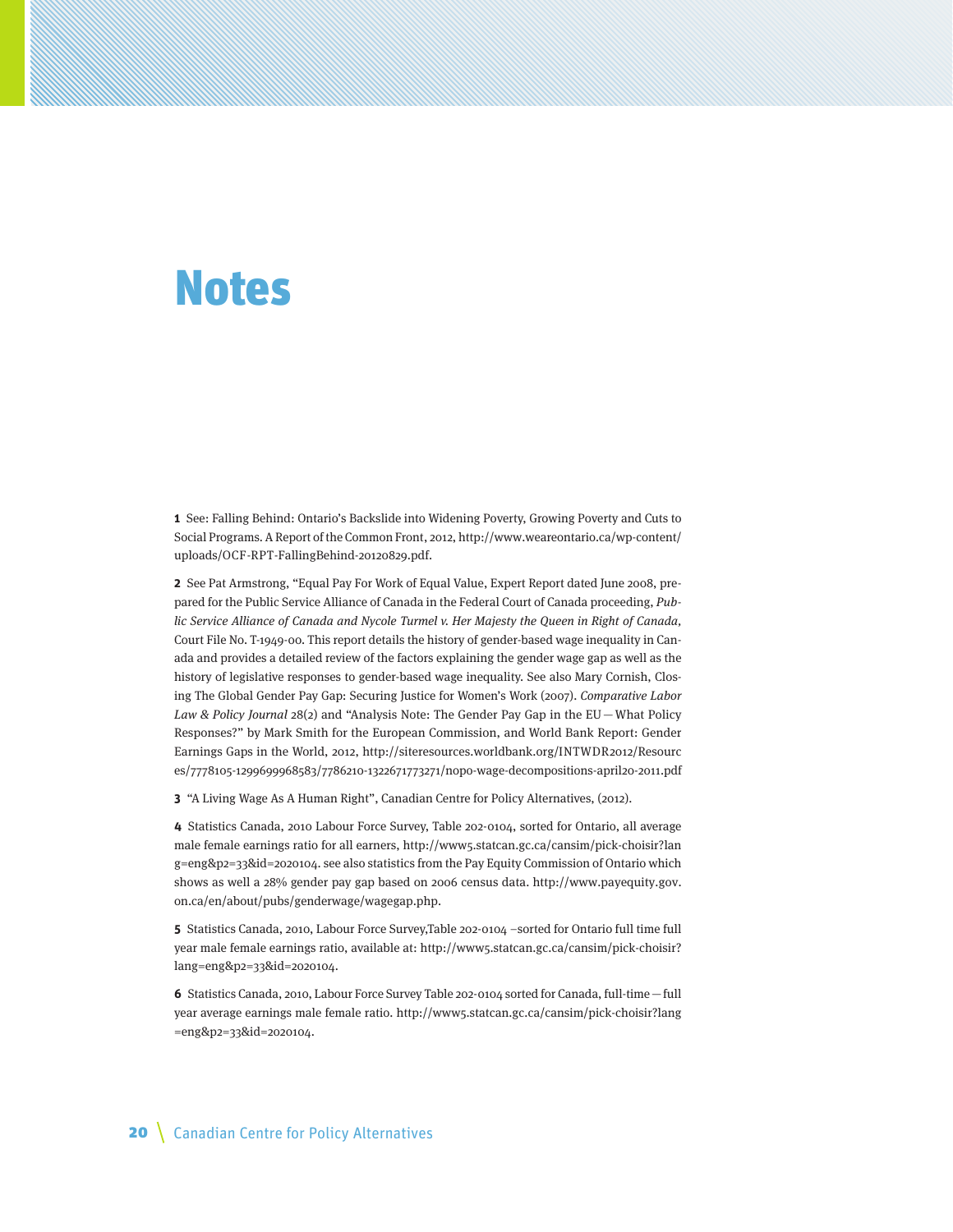# Notes

**1** See: Falling Behind: Ontario's Backslide into Widening Poverty, Growing Poverty and Cuts to Social Programs. A Report of the Common Front, 2012, http://www.weareontario.ca/wp-content/uploads/OCF-RPT-FallingBehind-20120829.pdf.

**2** See Pat Armstrong, "Equal Pay For Work of Equal Value, Expert Report dated June 2008, prepared for the Public Service Alliance of Canada in the Federal Court of Canada proceeding, *Public Service Alliance of Canada and Nycole Turmel v. Her Majesty the Queen in Right of Canada*, Court File No. T-1949-00. This report details the history of gender-based wage inequality in Canada and provides a detailed review of the factors explaining the gender wage gap as well as the history of legislative responses to gender-based wage inequality. See also Mary Cornish, Closing The Global Gender Pay Gap: Securing Justice for Women's Work (2007). *Comparative Labor Law & Policy Journal* 28(2) and "Analysis Note: The Gender Pay Gap in the EU — What Policy Responses?" by Mark Smith for the European Commission, and World Bank Report: Gender Earnings Gaps in the World, 2012, http://siteresources.worldbank.org/INTWDR2012/Resources/7778105-1299699968583/7786210-1322671773271/nopo-wage-decompositions-april20-2011.pdf

**3** "A Living Wage As A Human Right", Canadian Centre for Policy Alternatives, (2012).

**4** Statistics Canada, 2010 Labour Force Survey, Table 202-0104, sorted for Ontario, all average male female earnings ratio for all earners, http://www5.statcan.gc.ca/cansim/pick-choisir?lang=eng&p2=33&id=2020104. see also statistics from the Pay Equity Commission of Ontario which shows as well a 28% gender pay gap based on 2006 census data. http://www.payequity.gov.on.ca/en/about/pubs/genderwage/wagegap.php.

**5** Statistics Canada, 2010, Labour Force Survey,Table 202-0104 –sorted for Ontario full time full year male female earnings ratio, available at: http://www5.statcan.gc.ca/cansim/pick-choisir?lang=eng&p2=33&id=2020104.

**6** Statistics Canada, 2010, Labour Force Survey Table 202-0104 sorted for Canada, full-time — full year average earnings male female ratio. http://www5.statcan.gc.ca/cansim/pick-choisir?lang=eng&p2=33&id=2020104.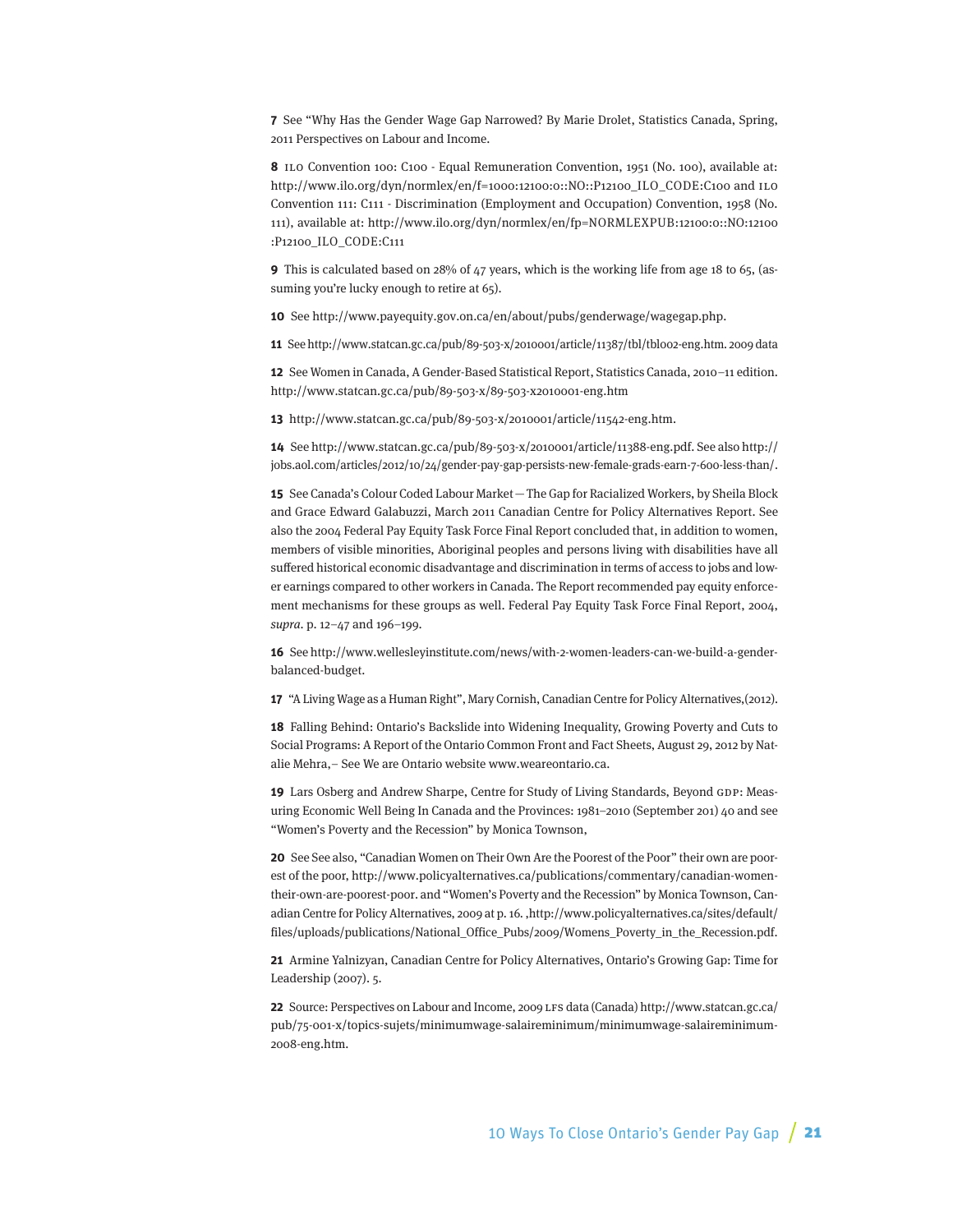**7** See "Why Has the Gender Wage Gap Narrowed? By Marie Drolet, Statistics Canada, Spring, 2011 Perspectives on Labour and Income.

**8** ILO Convention 100: C100 - Equal Remuneration Convention, 1951 (No. 100), available at: http://www.ilo.org/dyn/normlex/en/f=1000:12100:0::NO::P12100_ILO_CODE:C100 and ILO Convention 111: C111 - Discrimination (Employment and Occupation) Convention, 1958 (No. 111), available at: http://www.ilo.org/dyn/normlex/en/fp=NORMLEXPUB:12100:0::NO:12100 :P12100_ILO_CODE:C111

**9** This is calculated based on 28% of 47 years, which is the working life from age 18 to 65, (assuming you're lucky enough to retire at 65).

**10** See http://www.payequity.gov.on.ca/en/about/pubs/genderwage/wagegap.php.

**11** See http://www.statcan.gc.ca/pub/89-503-x/2010001/article/11387/tbl/tbl002-eng.htm. 2009 data

**12** See Women in Canada, A Gender-Based Statistical Report, Statistics Canada, 2010–11 edition. http://www.statcan.gc.ca/pub/89-503-x/89-503-x2010001-eng.htm

**13** http://www.statcan.gc.ca/pub/89-503-x/2010001/article/11542-eng.htm.

**14** See http://www.statcan.gc.ca/pub/89-503-x/2010001/article/11388-eng.pdf. See also http://jobs.aol.com/articles/2012/10/24/gender-pay-gap-persists-new-female-grads-earn-7-600-less-than/.

**15** See Canada's Colour Coded Labour Market — The Gap for Racialized Workers, by Sheila Block and Grace Edward Galabuzzi, March 2011 Canadian Centre for Policy Alternatives Report. See also the 2004 Federal Pay Equity Task Force Final Report concluded that, in addition to women, members of visible minorities, Aboriginal peoples and persons living with disabilities have all suffered historical economic disadvantage and discrimination in terms of access to jobs and lower earnings compared to other workers in Canada. The Report recommended pay equity enforcement mechanisms for these groups as well. Federal Pay Equity Task Force Final Report, 2004, *supra*. p. 12–47 and 196–199.

**16** See http://www.wellesleyinstitute.com/news/with-2-women-leaders-can-we-build-a-gender-balanced-budget.

**17** "A Living Wage as a Human Right", Mary Cornish, Canadian Centre for Policy Alternatives,(2012).

**18** Falling Behind: Ontario's Backslide into Widening Inequality, Growing Poverty and Cuts to Social Programs: A Report of the Ontario Common Front and Fact Sheets, August 29, 2012 by Natalie Mehra,– See We are Ontario website www.weareontario.ca.

**19** Lars Osberg and Andrew Sharpe, Centre for Study of Living Standards, Beyond GDP: Measuring Economic Well Being In Canada and the Provinces: 1981–2010 (September 201) 40 and see "Women's Poverty and the Recession" by Monica Townson,

**20** See See also, "Canadian Women on Their Own Are the Poorest of the Poor" their own are poorest of the poor, http://www.policyalternatives.ca/publications/commentary/canadian-women-their-own-are-poorest-poor. and "Women's Poverty and the Recession" by Monica Townson, Canadian Centre for Policy Alternatives, 2009 at p. 16. ,http://www.policyalternatives.ca/sites/default/files/uploads/publications/National_Office_Pubs/2009/Womens_Poverty_in_the_Recession.pdf.

**21** Armine Yalnizyan, Canadian Centre for Policy Alternatives, Ontario's Growing Gap: Time for Leadership (2007). 5.

**22** Source: Perspectives on Labour and Income, 2009 LFS data (Canada) http://www.statcan.gc.ca/pub/75-001-x/topics-sujets/minimumwage-salaireminimum/minimumwage-salaireminimum-2008-eng.htm.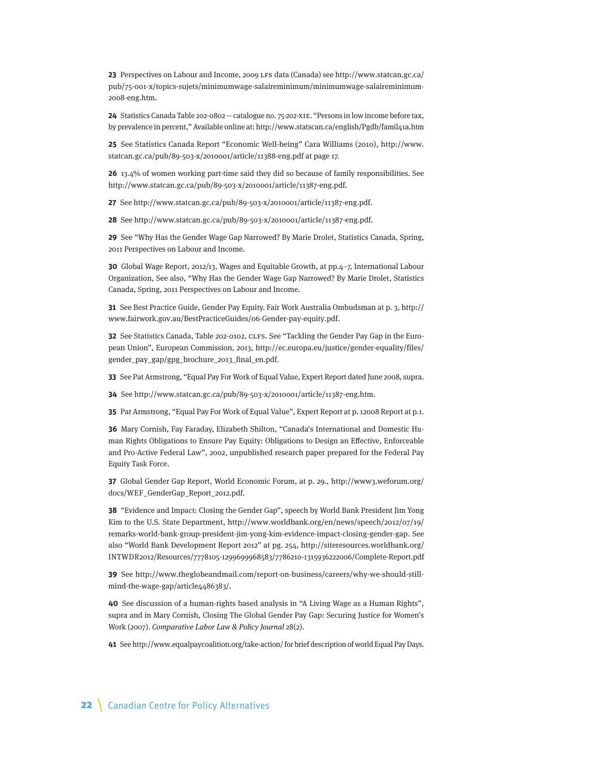**23** Perspectives on Labour and Income, 2009 LFS data (Canada) see http://www.statcan.gc.ca/pub/75-001-x/topics-sujets/minimumwage-salaireminimum/minimumwage-salaireminimum-2008-eng.htm.

**24** Statistics Canada Table 202-0802 — catalogue no. 75-202-XIE. "Persons in low income before tax, by prevalence in percent," Available online at: http://www.statscan.ca/english/Pgdb/famil41a.htm

**25** See Statistics Canada Report "Economic Well-being" Cara Williams (2010), http://www.statcan.gc.ca/pub/89-503-x/2010001/article/11388-eng.pdf at page 17.

**26** 13.4% of women working part-time said they did so because of family responsibilities. See http://www.statcan.gc.ca/pub/89-503-x/2010001/article/11387-eng.pdf.

**27** See http://www.statcan.gc.ca/pub/89-503-x/2010001/article/11387-eng.pdf.

**28** See http://www.statcan.gc.ca/pub/89-503-x/2010001/article/11387-eng.pdf.

**29** See "Why Has the Gender Wage Gap Narrowed? By Marie Drolet, Statistics Canada, Spring, 2011 Perspectives on Labour and Income.

**30** Global Wage Report, 2012/13, Wages and Equitable Growth, at pp.4–7, International Labour Organization, See also, "Why Has the Gender Wage Gap Narrowed? By Marie Drolet, Statistics Canada, Spring, 2011 Perspectives on Labour and Income.

**31** See Best Practice Guide, Gender Pay Equity. Fair Work Australia Ombudsman at p. 3, http://www.fairwork.gov.au/BestPracticeGuides/06-Gender-pay-equity.pdf.

**32** See Statistics Canada, Table 202-0102, CLFS. See "Tackling the Gender Pay Gap in the European Union", European Commission, 2013, http://ec.europa.eu/justice/gender-equality/files/gender_pay_gap/gpg_brochure_2013_final_en.pdf.

**33** See Pat Armstrong, "Equal Pay For Work of Equal Value, Expert Report dated June 2008, supra.

**34** See http://www.statcan.gc.ca/pub/89-503-x/2010001/article/11387-eng.htm.

**35** Pat Armstrong, "Equal Pay For Work of Equal Value", Expert Report at p. 12008 Report at p.1.

**36** Mary Cornish, Fay Faraday, Elizabeth Shilton, "Canada's International and Domestic Human Rights Obligations to Ensure Pay Equity: Obligations to Design an Effective, Enforceable and Pro-Active Federal Law", 2002, unpublished research paper prepared for the Federal Pay Equity Task Force.

**37** Global Gender Gap Report, World Economic Forum, at p. 29., http://www3.weforum.org/docs/WEF_GenderGap_Report_2012.pdf.

**38** "Evidence and Impact: Closing the Gender Gap", speech by World Bank President Jim Yong Kim to the U.S. State Department, http://www.worldbank.org/en/news/speech/2012/07/19/remarks-world-bank-group-president-jim-yong-kim-evidence-impact-closing-gender-gap. See also "World Bank Development Report 2012" at pg. 254, http://siteresources.worldbank.org/INTWDR2012/Resources/7778105-1299699968583/7786210-1315936222006/Complete-Report.pdf

**39** See http://www.theglobeandmail.com/report-on-business/careers/why-we-should-still-mind-the-wage-gap/article4486383/.

**40** See discussion of a human-rights based analysis in "A Living Wage as a Human Rights", supra and in Mary Cornish, Closing The Global Gender Pay Gap: Securing Justice for Women's Work (2007). *Comparative Labor Law & Policy Journal* 28(2).

**41** See http://www.equalpaycoalition.org/take-action/ for brief description of world Equal Pay Days.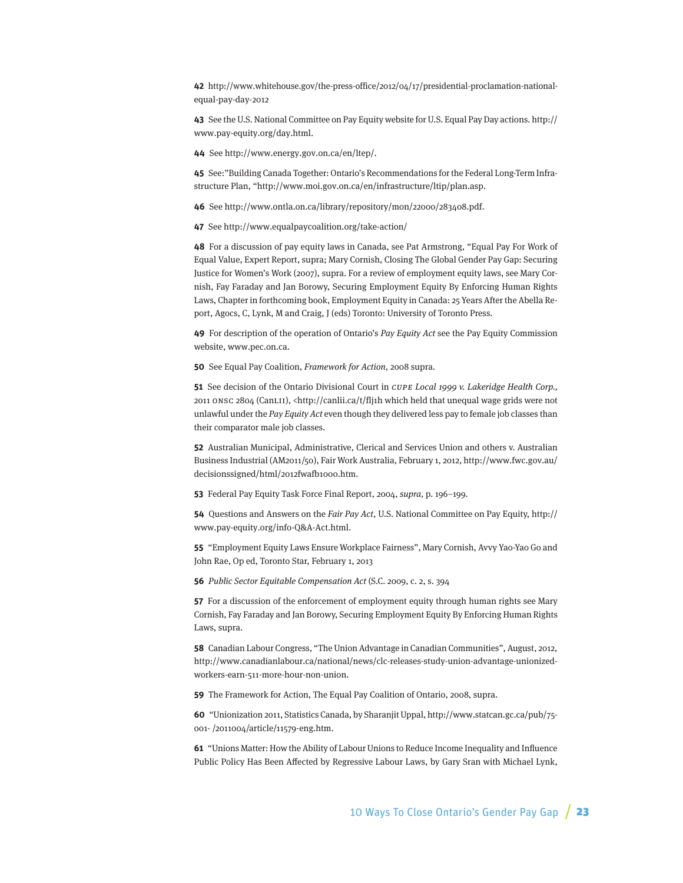**42** http://www.whitehouse.gov/the-press-office/2012/04/17/presidential-proclamation-national-equal-pay-day-2012

**43** See the U.S. National Committee on Pay Equity website for U.S. Equal Pay Day actions. http://www.pay-equity.org/day.html.

**44** See http://www.energy.gov.on.ca/en/ltep/.

**45** See:"Building Canada Together: Ontario's Recommendations for the Federal Long-Term Infrastructure Plan, "http://www.moi.gov.on.ca/en/infrastructure/ltip/plan.asp.

**46** See http://www.ontla.on.ca/library/repository/mon/22000/283408.pdf.

**47** See http://www.equalpaycoalition.org/take-action/

**48** For a discussion of pay equity laws in Canada, see Pat Armstrong, "Equal Pay For Work of Equal Value, Expert Report, supra; Mary Cornish, Closing The Global Gender Pay Gap: Securing Justice for Women's Work (2007), supra. For a review of employment equity laws, see Mary Cornish, Fay Faraday and Jan Borowy, Securing Employment Equity By Enforcing Human Rights Laws, Chapter in forthcoming book, Employment Equity in Canada: 25 Years After the Abella Report, Agocs, C, Lynk, M and Craig, J (eds) Toronto: University of Toronto Press.

**49** For description of the operation of Ontario's *Pay Equity Act* see the Pay Equity Commission website, www.pec.on.ca.

**50** See Equal Pay Coalition, *Framework for Action*, 2008 supra.

**51** See decision of the Ontario Divisional Court in *CUPE Local 1999 v. Lakeridge Health Corp.*, 2011 ONSC 2804 (CanLII), <http://canlii.ca/t/flj1h which held that unequal wage grids were not unlawful under the *Pay Equity Act* even though they delivered less pay to female job classes than their comparator male job classes.

**52** Australian Municipal, Administrative, Clerical and Services Union and others v. Australian Business Industrial (AM2011/50), Fair Work Australia, February 1, 2012, http://www.fwc.gov.au/decisionssigned/html/2012fwafb1000.htm.

**53** Federal Pay Equity Task Force Final Report, 2004, *supra*, p. 196–199.

**54** Questions and Answers on the *Fair Pay Act*, U.S. National Committee on Pay Equity, http://www.pay-equity.org/info-Q&A-Act.html.

**55** "Employment Equity Laws Ensure Workplace Fairness", Mary Cornish, Avvy Yao-Yao Go and John Rae, Op ed, Toronto Star, February 1, 2013

**56** *Public Sector Equitable Compensation Act* (S.C. 2009, c. 2, s. 394

**57** For a discussion of the enforcement of employment equity through human rights see Mary Cornish, Fay Faraday and Jan Borowy, Securing Employment Equity By Enforcing Human Rights Laws, supra.

**58** Canadian Labour Congress, "The Union Advantage in Canadian Communities", August, 2012, http://www.canadianlabour.ca/national/news/clc-releases-study-union-advantage-unionized-workers-earn-511-more-hour-non-union.

**59** The Framework for Action, The Equal Pay Coalition of Ontario, 2008, supra.

**60** "Unionization 2011, Statistics Canada, by Sharanjit Uppal, http://www.statcan.gc.ca/pub/75-001- /2011004/article/11579-eng.htm.

**61** "Unions Matter: How the Ability of Labour Unions to Reduce Income Inequality and Influence Public Policy Has Been Affected by Regressive Labour Laws, by Gary Sran with Michael Lynk,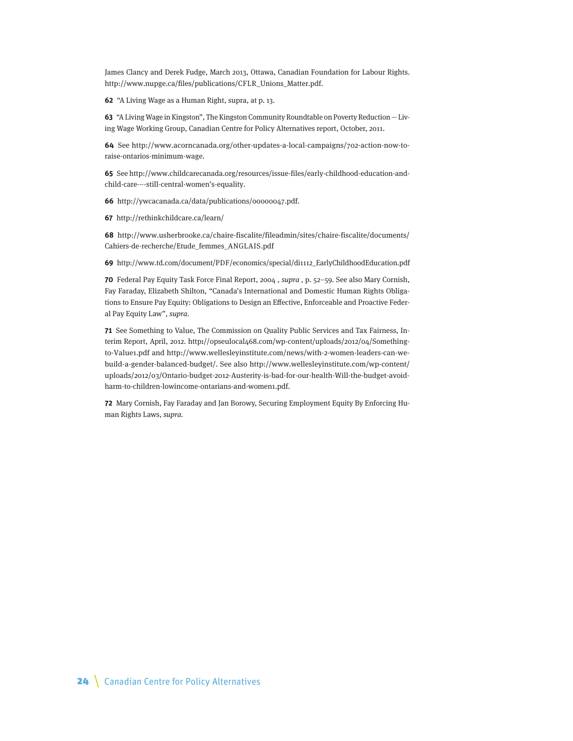James Clancy and Derek Fudge, March 2013, Ottawa, Canadian Foundation for Labour Rights. http://www.nupge.ca/files/publications/CFLR_Unions_Matter.pdf.

**62** "A Living Wage as a Human Right, supra, at p. 13.

**63** "A Living Wage in Kingston", The Kingston Community Roundtable on Poverty Reduction — Living Wage Working Group, Canadian Centre for Policy Alternatives report, October, 2011.

**64** See http://www.acorncanada.org/other-updates-a-local-campaigns/702-action-now-to-raise-ontarios-minimum-wage.

**65** See http://www.childcarecanada.org/resources/issue-files/early-childhood-education-and-child-care-–-still-central-women's-equality.

**66** http://ywcacanada.ca/data/publications/00000047.pdf.

**67** http://rethinkchildcare.ca/learn/

**68** http://www.usherbrooke.ca/chaire-fiscalite/fileadmin/sites/chaire-fiscalite/documents/Cahiers-de-recherche/Etude_femmes_ANGLAIS.pdf

**69** http://www.td.com/document/PDF/economics/special/di1112_EarlyChildhoodEducation.pdf

**70** Federal Pay Equity Task Force Final Report, 2004 , *supra* , p. 52–59. See also Mary Cornish, Fay Faraday, Elizabeth Shilton, "Canada's International and Domestic Human Rights Obligations to Ensure Pay Equity: Obligations to Design an Effective, Enforceable and Proactive Federal Pay Equity Law", *supra*.

**71** See Something to Value, The Commission on Quality Public Services and Tax Fairness, Interim Report, April, 2012. http://opseulocal468.com/wp-content/uploads/2012/04/Something-to-Value1.pdf and http://www.wellesleyinstitute.com/news/with-2-women-leaders-can-we-build-a-gender-balanced-budget/. See also http://www.wellesleyinstitute.com/wp-content/uploads/2012/03/Ontario-budget-2012-Austerity-is-bad-for-our-health-Will-the-budget-avoid-harm-to-children-lowincome-ontarians-and-women1.pdf.

**72** Mary Cornish, Fay Faraday and Jan Borowy, Securing Employment Equity By Enforcing Human Rights Laws, *supra*.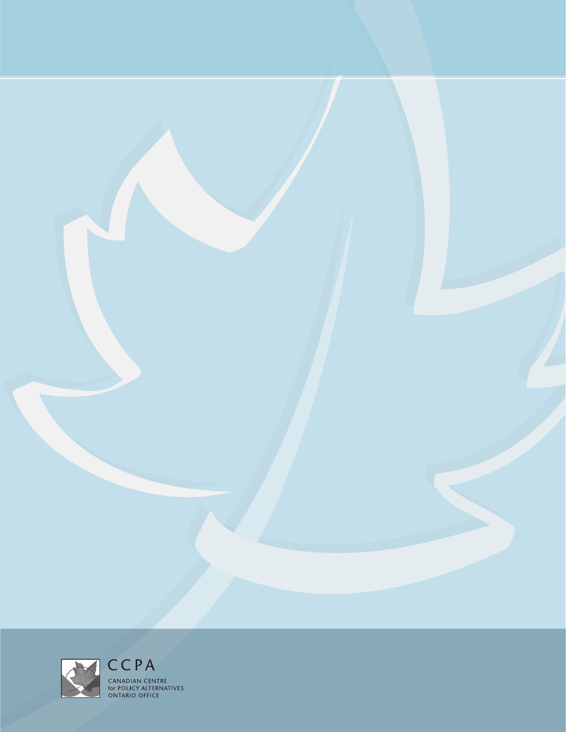CCPA

CANADIAN CENTRE
for POLICY ALTERNATIVES
ONTARIO OFFICE